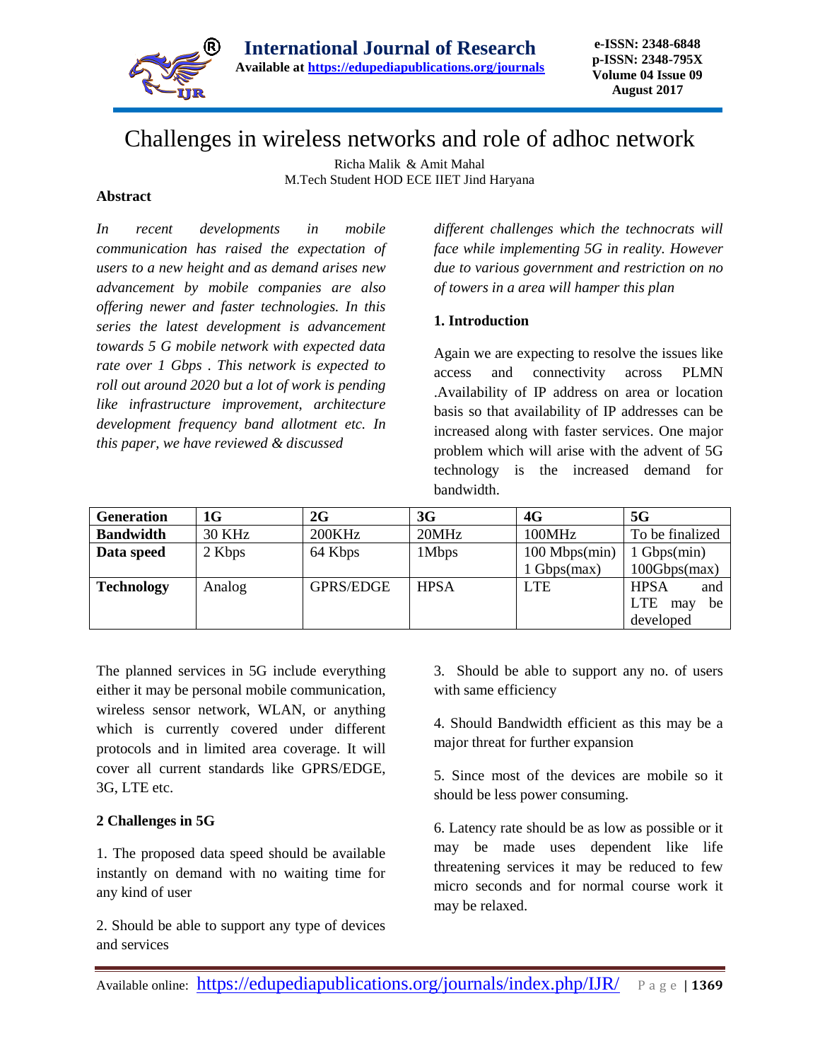# Challenges in wireless networks and role of adhoc network

Richa Malik & Amit Mahal
M.Tech Student HOD ECE IIET Jind Haryana

## Abstract

*In recent developments in mobile communication has raised the expectation of users to a new height and as demand arises new advancement by mobile companies are also offering newer and faster technologies. In this series the latest development is advancement towards 5 G mobile network with expected data rate over 1 Gbps . This network is expected to roll out around 2020 but a lot of work is pending like infrastructure improvement, architecture development frequency band allotment etc. In this paper, we have reviewed & discussed different challenges which the technocrats will face while implementing 5G in reality. However due to various government and restriction on no of towers in a area will hamper this plan*

## 1. Introduction

Again we are expecting to resolve the issues like access and connectivity across PLMN .Availability of IP address on area or location basis so that availability of IP addresses can be increased along with faster services. One major problem which will arise with the advent of 5G technology is the increased demand for bandwidth.

| Generation | 1G | 2G | 3G | 4G | 5G |
|---|---|---|---|---|---|
| Bandwidth | 30 KHz | 200KHz | 20MHz | 100MHz | To be finalized |
| Data speed | 2 Kbps | 64 Kbps | 1Mbps | 100 Mbps(min) 1 Gbps(max) | 1 Gbps(min) 100Gbps(max) |
| Technology | Analog | GPRS/EDGE | HPSA | LTE | HPSA and LTE may be developed |

The planned services in 5G include everything either it may be personal mobile communication, wireless sensor network, WLAN, or anything which is currently covered under different protocols and in limited area coverage. It will cover all current standards like GPRS/EDGE, 3G, LTE etc.

## 2 Challenges in 5G

1. The proposed data speed should be available instantly on demand with no waiting time for any kind of user

2. Should be able to support any type of devices and services

3. Should be able to support any no. of users with same efficiency

4. Should Bandwidth efficient as this may be a major threat for further expansion

5. Since most of the devices are mobile so it should be less power consuming.

6. Latency rate should be as low as possible or it may be made uses dependent like life threatening services it may be reduced to few micro seconds and for normal course work it may be relaxed.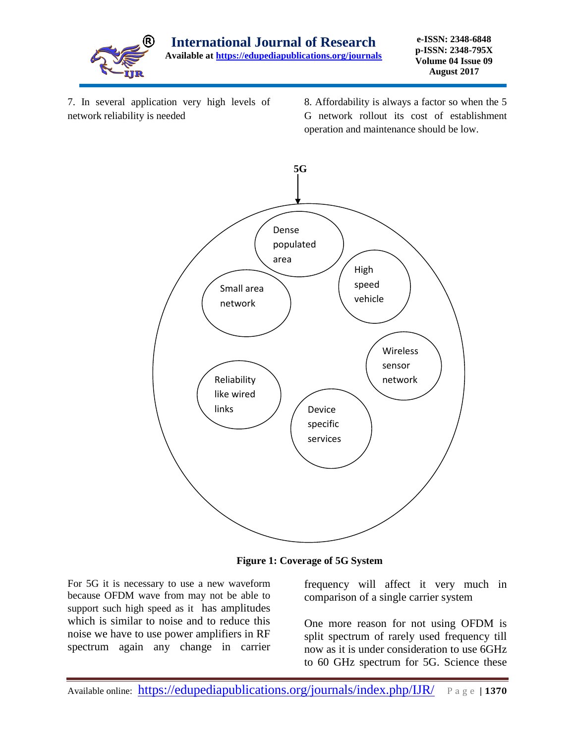7. In several application very high levels of network reliability is needed

8. Affordability is always a factor so when the 5 G network rollout its cost of establishment operation and maintenance should be low.

5G

Dense populated area

High speed vehicle

Small area network

Wireless sensor network

Reliability like wired links

Device specific services

**Figure 1: Coverage of 5G System**

For 5G it is necessary to use a new waveform because OFDM wave from may not be able to support such high speed as it has amplitudes which is similar to noise and to reduce this noise we have to use power amplifiers in RF spectrum again any change in carrier frequency will affect it very much in comparison of a single carrier system

One more reason for not using OFDM is split spectrum of rarely used frequency till now as it is under consideration to use 6GHz to 60 GHz spectrum for 5G. Science these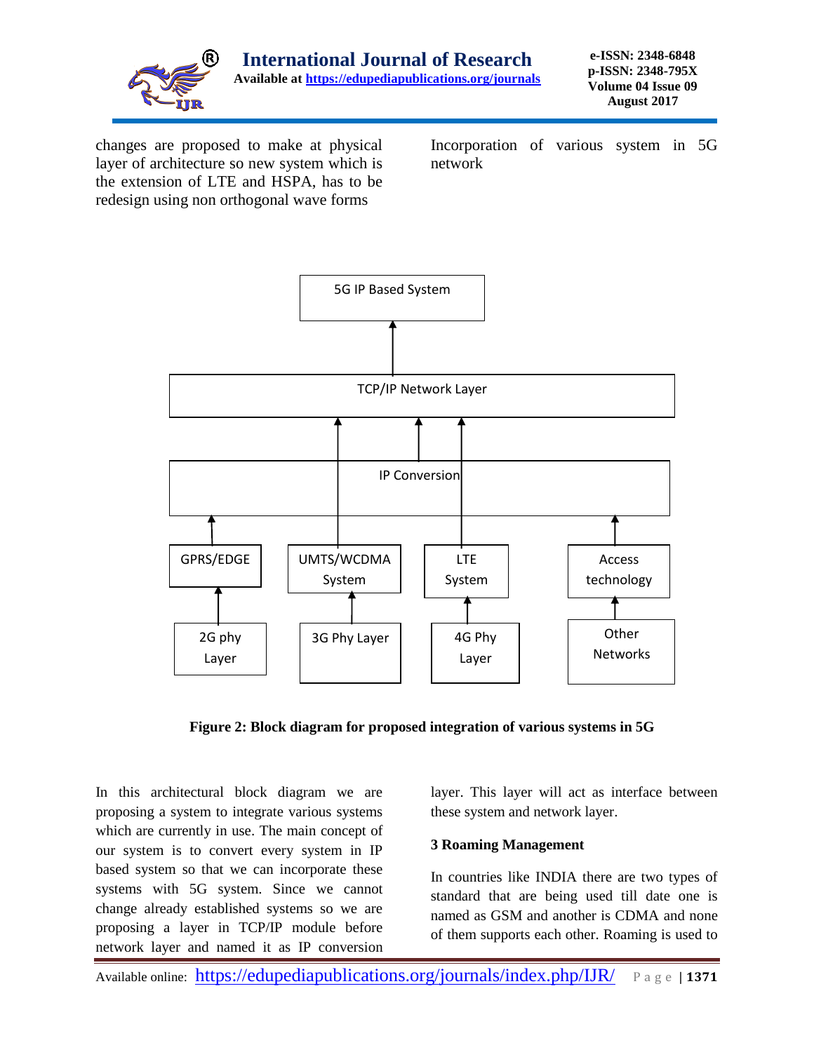changes are proposed to make at physical layer of architecture so new system which is the extension of LTE and HSPA, has to be redesign using non orthogonal wave forms

Incorporation of various system in 5G network

**Figure 2: Block diagram for proposed integration of various systems in 5G**

In this architectural block diagram we are proposing a system to integrate various systems which are currently in use. The main concept of our system is to convert every system in IP based system so that we can incorporate these systems with 5G system. Since we cannot change already established systems so we are proposing a layer in TCP/IP module before network layer and named it as IP conversion layer. This layer will act as interface between these system and network layer.

### 3 Roaming Management

In countries like INDIA there are two types of standard that are being used till date one is named as GSM and another is CDMA and none of them supports each other. Roaming is used to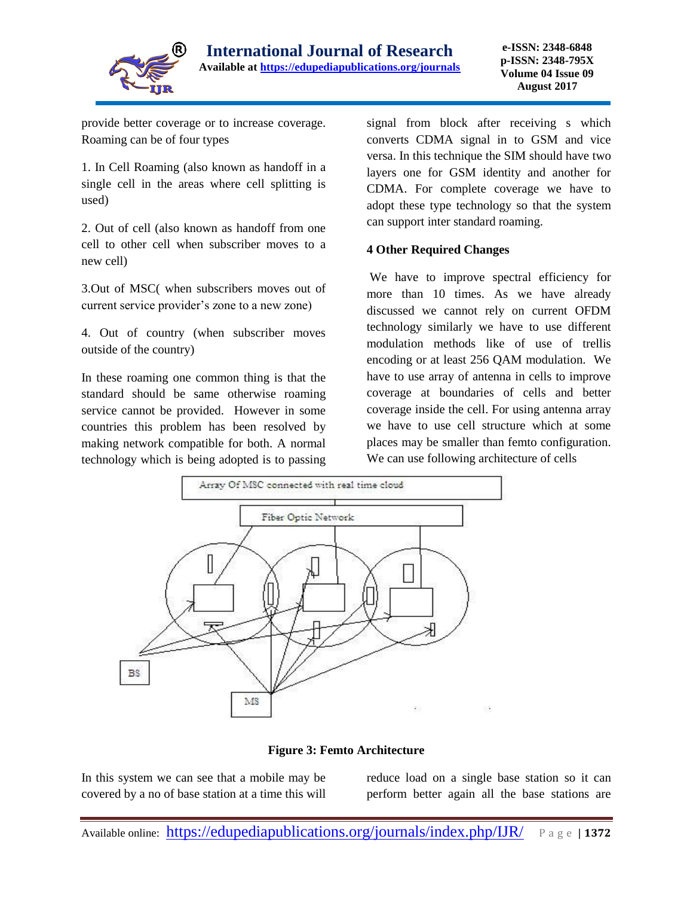provide better coverage or to increase coverage. Roaming can be of four types

1. In Cell Roaming (also known as handoff in a single cell in the areas where cell splitting is used)

2. Out of cell (also known as handoff from one cell to other cell when subscriber moves to a new cell)

3.Out of MSC( when subscribers moves out of current service provider's zone to a new zone)

4. Out of country (when subscriber moves outside of the country)

In these roaming one common thing is that the standard should be same otherwise roaming service cannot be provided. However in some countries this problem has been resolved by making network compatible for both. A normal technology which is being adopted is to passing signal from block after receiving s which converts CDMA signal in to GSM and vice versa. In this technique the SIM should have two layers one for GSM identity and another for CDMA. For complete coverage we have to adopt these type technology so that the system can support inter standard roaming.

### 4 Other Required Changes

We have to improve spectral efficiency for more than 10 times. As we have already discussed we cannot rely on current OFDM technology similarly we have to use different modulation methods like of use of trellis encoding or at least 256 QAM modulation. We have to use array of antenna in cells to improve coverage at boundaries of cells and better coverage inside the cell. For using antenna array we have to use cell structure which at some places may be smaller than femto configuration. We can use following architecture of cells

**Figure 3: Femto Architecture**

In this system we can see that a mobile may be covered by a no of base station at a time this will reduce load on a single base station so it can perform better again all the base stations are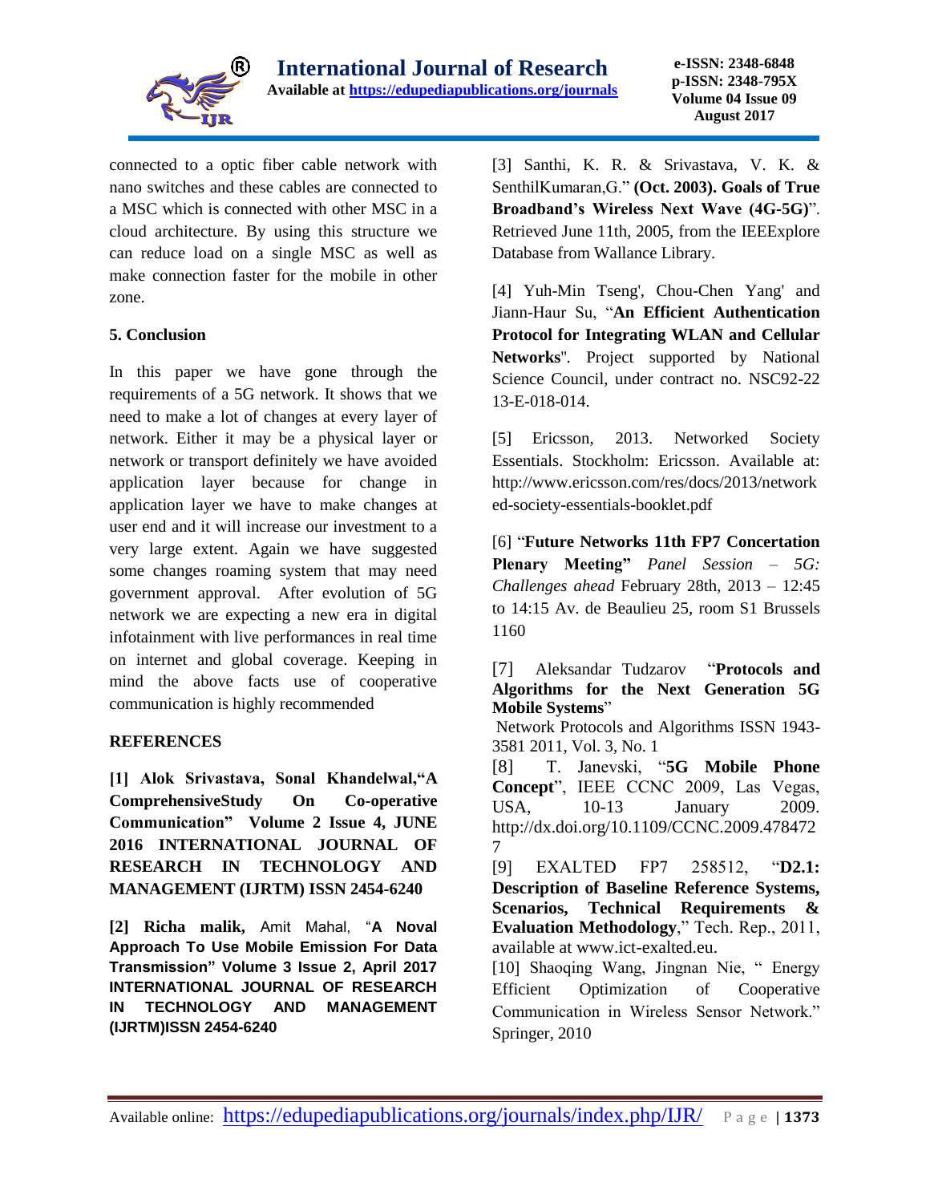connected to a optic fiber cable network with nano switches and these cables are connected to a MSC which is connected with other MSC in a cloud architecture. By using this structure we can reduce load on a single MSC as well as make connection faster for the mobile in other zone.

## 5. Conclusion

In this paper we have gone through the requirements of a 5G network. It shows that we need to make a lot of changes at every layer of network. Either it may be a physical layer or network or transport definitely we have avoided application layer because for change in application layer we have to make changes at user end and it will increase our investment to a very large extent. Again we have suggested some changes roaming system that may need government approval. After evolution of 5G network we are expecting a new era in digital infotainment with live performances in real time on internet and global coverage. Keeping in mind the above facts use of cooperative communication is highly recommended

## REFERENCES

**[1] Alok Srivastava, Sonal Khandelwal,"A ComprehensiveStudy On Co-operative Communication" Volume 2 Issue 4, JUNE 2016 INTERNATIONAL JOURNAL OF RESEARCH IN TECHNOLOGY AND MANAGEMENT (IJRTM) ISSN 2454-6240**

**[2] Richa malik,** Amit Mahal, "**A Noval Approach To Use Mobile Emission For Data Transmission" Volume 3 Issue 2, April 2017 INTERNATIONAL JOURNAL OF RESEARCH IN TECHNOLOGY AND MANAGEMENT (IJRTM)ISSN 2454-6240**

[3] Santhi, K. R. & Srivastava, V. K. & SenthilKumaran,G." **(Oct. 2003). Goals of True Broadband's Wireless Next Wave (4G-5G)**". Retrieved June 11th, 2005, from the IEEExplore Database from Wallance Library.

[4] Yuh-Min Tseng', Chou-Chen Yang' and Jiann-Haur Su, "**An Efficient Authentication Protocol for Integrating WLAN and Cellular Networks**". Project supported by National Science Council, under contract no. NSC92-22 13-E-018-014.

[5] Ericsson, 2013. Networked Society Essentials. Stockholm: Ericsson. Available at: http://www.ericsson.com/res/docs/2013/networked-society-essentials-booklet.pdf

[6] "**Future Networks 11th FP7 Concertation Plenary Meeting"** *Panel Session – 5G: Challenges ahead* February 28th, 2013 – 12:45 to 14:15 Av. de Beaulieu 25, room S1 Brussels 1160

[7] Aleksandar Tudzarov "**Protocols and Algorithms for the Next Generation 5G Mobile Systems**"
Network Protocols and Algorithms ISSN 1943-3581 2011, Vol. 3, No. 1

[8] T. Janevski, "**5G Mobile Phone Concept**", IEEE CCNC 2009, Las Vegas, USA, 10-13 January 2009. http://dx.doi.org/10.1109/CCNC.2009.4784727

[9] EXALTED FP7 258512, "**D2.1: Description of Baseline Reference Systems, Scenarios, Technical Requirements & Evaluation Methodology**," Tech. Rep., 2011, available at www.ict-exalted.eu.

[10] Shaoqing Wang, Jingnan Nie, " Energy Efficient Optimization of Cooperative Communication in Wireless Sensor Network." Springer, 2010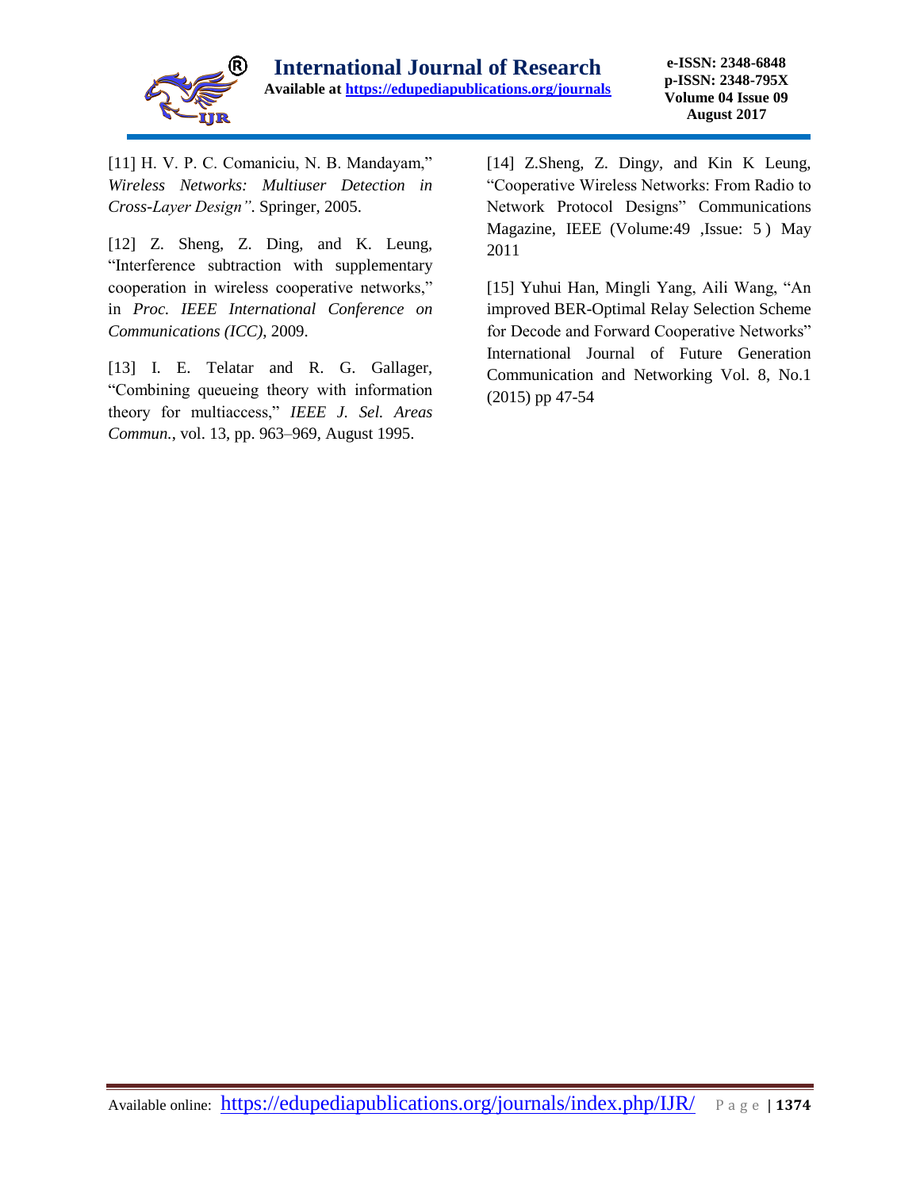[11] H. V. P. C. Comaniciu, N. B. Mandayam," *Wireless Networks: Multiuser Detection in Cross-Layer Design"*. Springer, 2005.

[12] Z. Sheng, Z. Ding, and K. Leung, "Interference subtraction with supplementary cooperation in wireless cooperative networks," in *Proc. IEEE International Conference on Communications (ICC)*, 2009.

[13] I. E. Telatar and R. G. Gallager, "Combining queueing theory with information theory for multiaccess," *IEEE J. Sel. Areas Commun.*, vol. 13, pp. 963–969, August 1995.

[14] Z.Sheng, Z. Dingy, and Kin K Leung, "Cooperative Wireless Networks: From Radio to Network Protocol Designs" Communications Magazine, IEEE (Volume:49 ,Issue: 5 ) May 2011

[15] Yuhui Han, Mingli Yang, Aili Wang, "An improved BER-Optimal Relay Selection Scheme for Decode and Forward Cooperative Networks" International Journal of Future Generation Communication and Networking Vol. 8, No.1 (2015) pp 47-54